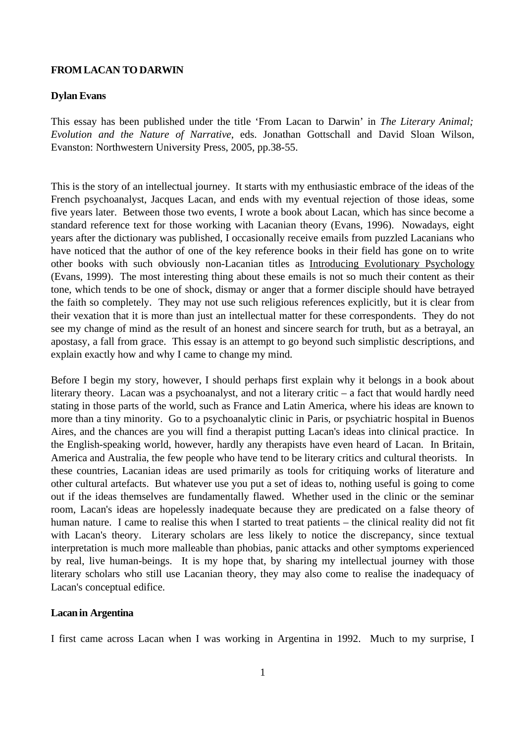**FROM LACAN TO DARWIN**

**Dylan Evans**

This essay has been published under the title 'From Lacan to Darwin' in *The Literary Animal; Evolution and the Nature of Narrative*, eds. Jonathan Gottschall and David Sloan Wilson, Evanston: Northwestern University Press, 2005, pp.38-55.

This is the story of an intellectual journey. It starts with my enthusiastic embrace of the ideas of the French psychoanalyst, Jacques Lacan, and ends with my eventual rejection of those ideas, some five years later. Between those two events, I wrote a book about Lacan, which has since become a standard reference text for those working with Lacanian theory (Evans, 1996). Nowadays, eight years after the dictionary was published, I occasionally receive emails from puzzled Lacanians who have noticed that the author of one of the key reference books in their field has gone on to write other books with such obviously non-Lacanian titles as Introducing Evolutionary Psychology (Evans, 1999). The most interesting thing about these emails is not so much their content as their tone, which tends to be one of shock, dismay or anger that a former disciple should have betrayed the faith so completely. They may not use such religious references explicitly, but it is clear from their vexation that it is more than just an intellectual matter for these correspondents. They do not see my change of mind as the result of an honest and sincere search for truth, but as a betrayal, an apostasy, a fall from grace. This essay is an attempt to go beyond such simplistic descriptions, and explain exactly how and why I came to change my mind.

Before I begin my story, however, I should perhaps first explain why it belongs in a book about literary theory. Lacan was a psychoanalyst, and not a literary critic – a fact that would hardly need stating in those parts of the world, such as France and Latin America, where his ideas are known to more than a tiny minority. Go to a psychoanalytic clinic in Paris, or psychiatric hospital in Buenos Aires, and the chances are you will find a therapist putting Lacan's ideas into clinical practice. In the English-speaking world, however, hardly any therapists have even heard of Lacan. In Britain, America and Australia, the few people who have tend to be literary critics and cultural theorists. In these countries, Lacanian ideas are used primarily as tools for critiquing works of literature and other cultural artefacts. But whatever use you put a set of ideas to, nothing useful is going to come out if the ideas themselves are fundamentally flawed. Whether used in the clinic or the seminar room, Lacan's ideas are hopelessly inadequate because they are predicated on a false theory of human nature. I came to realise this when I started to treat patients – the clinical reality did not fit with Lacan's theory. Literary scholars are less likely to notice the discrepancy, since textual interpretation is much more malleable than phobias, panic attacks and other symptoms experienced by real, live human-beings. It is my hope that, by sharing my intellectual journey with those literary scholars who still use Lacanian theory, they may also come to realise the inadequacy of Lacan's conceptual edifice.

**Lacan in Argentina**

I first came across Lacan when I was working in Argentina in 1992. Much to my surprise, I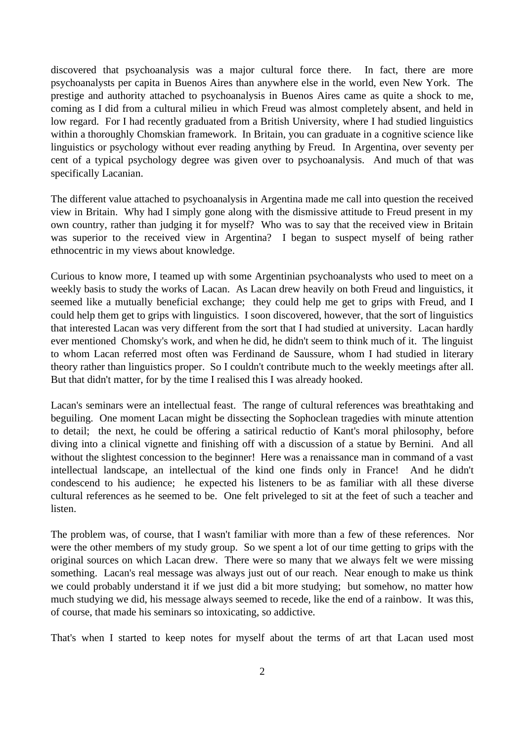discovered that psychoanalysis was a major cultural force there. In fact, there are more psychoanalysts per capita in Buenos Aires than anywhere else in the world, even New York. The prestige and authority attached to psychoanalysis in Buenos Aires came as quite a shock to me, coming as I did from a cultural milieu in which Freud was almost completely absent, and held in low regard. For I had recently graduated from a British University, where I had studied linguistics within a thoroughly Chomskian framework. In Britain, you can graduate in a cognitive science like linguistics or psychology without ever reading anything by Freud. In Argentina, over seventy per cent of a typical psychology degree was given over to psychoanalysis. And much of that was specifically Lacanian.

The different value attached to psychoanalysis in Argentina made me call into question the received view in Britain. Why had I simply gone along with the dismissive attitude to Freud present in my own country, rather than judging it for myself? Who was to say that the received view in Britain was superior to the received view in Argentina? I began to suspect myself of being rather ethnocentric in my views about knowledge.

Curious to know more, I teamed up with some Argentinian psychoanalysts who used to meet on a weekly basis to study the works of Lacan. As Lacan drew heavily on both Freud and linguistics, it seemed like a mutually beneficial exchange; they could help me get to grips with Freud, and I could help them get to grips with linguistics. I soon discovered, however, that the sort of linguistics that interested Lacan was very different from the sort that I had studied at university. Lacan hardly ever mentioned Chomsky's work, and when he did, he didn't seem to think much of it. The linguist to whom Lacan referred most often was Ferdinand de Saussure, whom I had studied in literary theory rather than linguistics proper. So I couldn't contribute much to the weekly meetings after all. But that didn't matter, for by the time I realised this I was already hooked.

Lacan's seminars were an intellectual feast. The range of cultural references was breathtaking and beguiling. One moment Lacan might be dissecting the Sophoclean tragedies with minute attention to detail; the next, he could be offering a satirical reductio of Kant's moral philosophy, before diving into a clinical vignette and finishing off with a discussion of a statue by Bernini. And all without the slightest concession to the beginner! Here was a renaissance man in command of a vast intellectual landscape, an intellectual of the kind one finds only in France! And he didn't condescend to his audience; he expected his listeners to be as familiar with all these diverse cultural references as he seemed to be. One felt priveleged to sit at the feet of such a teacher and listen.

The problem was, of course, that I wasn't familiar with more than a few of these references. Nor were the other members of my study group. So we spent a lot of our time getting to grips with the original sources on which Lacan drew. There were so many that we always felt we were missing something. Lacan's real message was always just out of our reach. Near enough to make us think we could probably understand it if we just did a bit more studying; but somehow, no matter how much studying we did, his message always seemed to recede, like the end of a rainbow. It was this, of course, that made his seminars so intoxicating, so addictive.

That's when I started to keep notes for myself about the terms of art that Lacan used most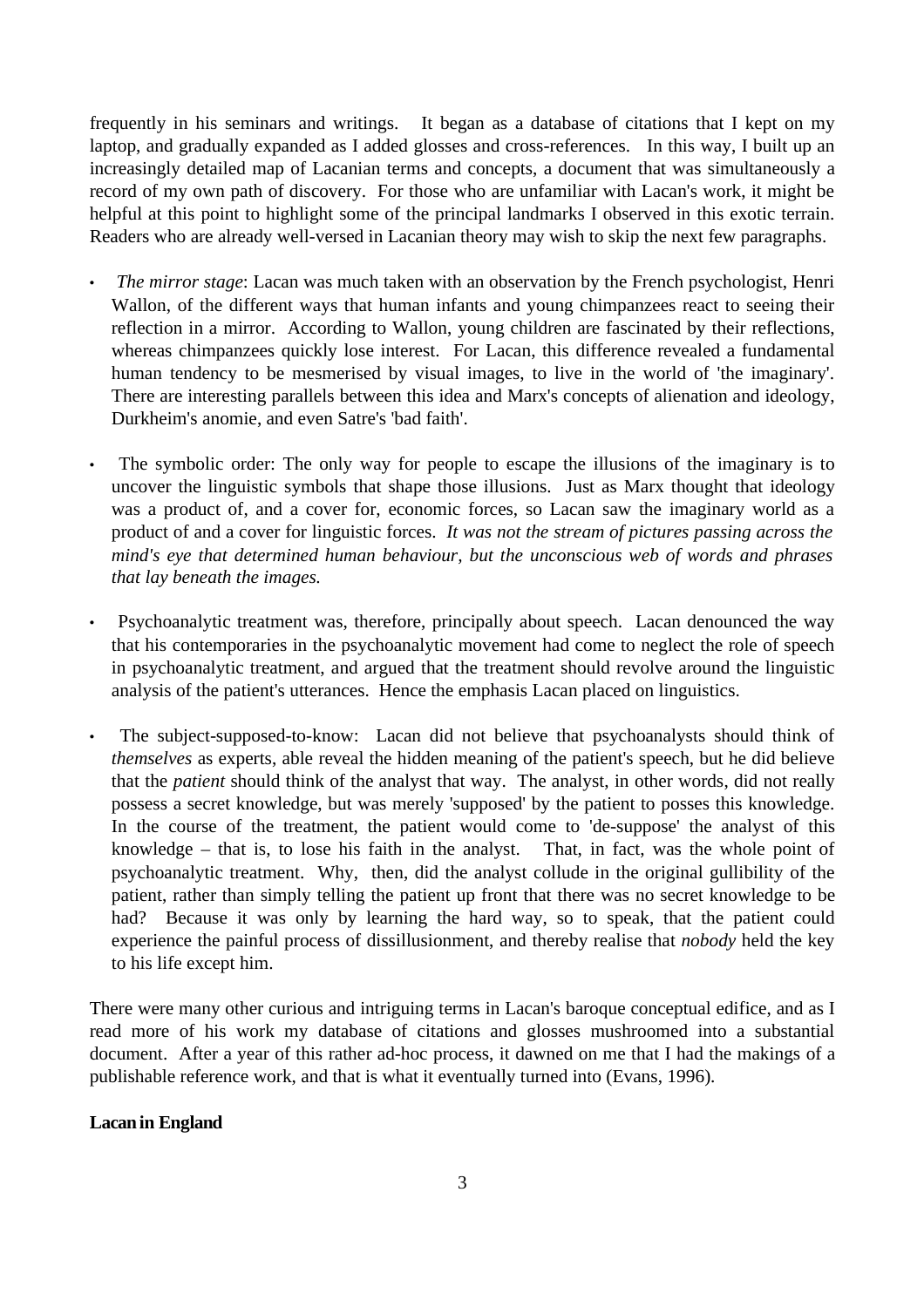frequently in his seminars and writings. It began as a database of citations that I kept on my laptop, and gradually expanded as I added glosses and cross-references. In this way, I built up an increasingly detailed map of Lacanian terms and concepts, a document that was simultaneously a record of my own path of discovery. For those who are unfamiliar with Lacan's work, it might be helpful at this point to highlight some of the principal landmarks I observed in this exotic terrain. Readers who are already well-versed in Lacanian theory may wish to skip the next few paragraphs.

- *The mirror stage*: Lacan was much taken with an observation by the French psychologist, Henri Wallon, of the different ways that human infants and young chimpanzees react to seeing their reflection in a mirror. According to Wallon, young children are fascinated by their reflections, whereas chimpanzees quickly lose interest. For Lacan, this difference revealed a fundamental human tendency to be mesmerised by visual images, to live in the world of 'the imaginary'. There are interesting parallels between this idea and Marx's concepts of alienation and ideology, Durkheim's anomie, and even Satre's 'bad faith'.

- The symbolic order: The only way for people to escape the illusions of the imaginary is to uncover the linguistic symbols that shape those illusions. Just as Marx thought that ideology was a product of, and a cover for, economic forces, so Lacan saw the imaginary world as a product of and a cover for linguistic forces. *It was not the stream of pictures passing across the mind's eye that determined human behaviour, but the unconscious web of words and phrases that lay beneath the images.*

- Psychoanalytic treatment was, therefore, principally about speech. Lacan denounced the way that his contemporaries in the psychoanalytic movement had come to neglect the role of speech in psychoanalytic treatment, and argued that the treatment should revolve around the linguistic analysis of the patient's utterances. Hence the emphasis Lacan placed on linguistics.

- The subject-supposed-to-know: Lacan did not believe that psychoanalysts should think of *themselves* as experts, able reveal the hidden meaning of the patient's speech, but he did believe that the *patient* should think of the analyst that way. The analyst, in other words, did not really possess a secret knowledge, but was merely 'supposed' by the patient to posses this knowledge. In the course of the treatment, the patient would come to 'de-suppose' the analyst of this knowledge – that is, to lose his faith in the analyst. That, in fact, was the whole point of psychoanalytic treatment. Why, then, did the analyst collude in the original gullibility of the patient, rather than simply telling the patient up front that there was no secret knowledge to be had? Because it was only by learning the hard way, so to speak, that the patient could experience the painful process of dissillusionment, and thereby realise that *nobody* held the key to his life except him.

There were many other curious and intriguing terms in Lacan's baroque conceptual edifice, and as I read more of his work my database of citations and glosses mushroomed into a substantial document. After a year of this rather ad-hoc process, it dawned on me that I had the makings of a publishable reference work, and that is what it eventually turned into (Evans, 1996).

**Lacan in England**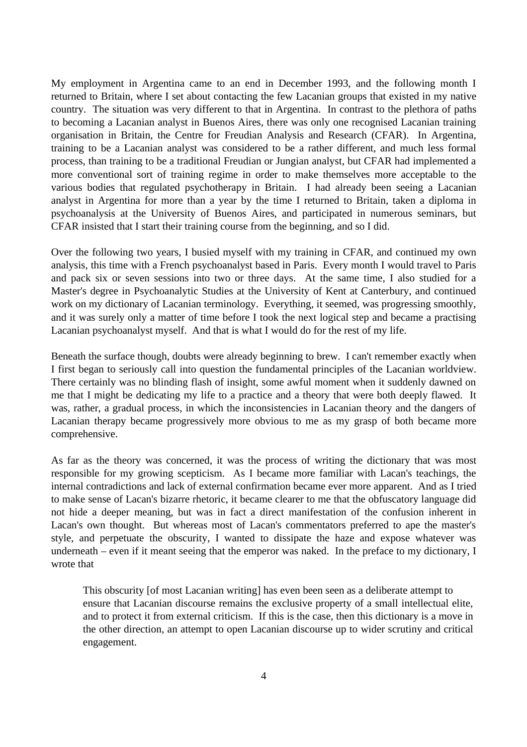My employment in Argentina came to an end in December 1993, and the following month I returned to Britain, where I set about contacting the few Lacanian groups that existed in my native country. The situation was very different to that in Argentina. In contrast to the plethora of paths to becoming a Lacanian analyst in Buenos Aires, there was only one recognised Lacanian training organisation in Britain, the Centre for Freudian Analysis and Research (CFAR). In Argentina, training to be a Lacanian analyst was considered to be a rather different, and much less formal process, than training to be a traditional Freudian or Jungian analyst, but CFAR had implemented a more conventional sort of training regime in order to make themselves more acceptable to the various bodies that regulated psychotherapy in Britain. I had already been seeing a Lacanian analyst in Argentina for more than a year by the time I returned to Britain, taken a diploma in psychoanalysis at the University of Buenos Aires, and participated in numerous seminars, but CFAR insisted that I start their training course from the beginning, and so I did.

Over the following two years, I busied myself with my training in CFAR, and continued my own analysis, this time with a French psychoanalyst based in Paris. Every month I would travel to Paris and pack six or seven sessions into two or three days. At the same time, I also studied for a Master's degree in Psychoanalytic Studies at the University of Kent at Canterbury, and continued work on my dictionary of Lacanian terminology. Everything, it seemed, was progressing smoothly, and it was surely only a matter of time before I took the next logical step and became a practising Lacanian psychoanalyst myself. And that is what I would do for the rest of my life.

Beneath the surface though, doubts were already beginning to brew. I can't remember exactly when I first began to seriously call into question the fundamental principles of the Lacanian worldview. There certainly was no blinding flash of insight, some awful moment when it suddenly dawned on me that I might be dedicating my life to a practice and a theory that were both deeply flawed. It was, rather, a gradual process, in which the inconsistencies in Lacanian theory and the dangers of Lacanian therapy became progressively more obvious to me as my grasp of both became more comprehensive.

As far as the theory was concerned, it was the process of writing the dictionary that was most responsible for my growing scepticism. As I became more familiar with Lacan's teachings, the internal contradictions and lack of external confirmation became ever more apparent. And as I tried to make sense of Lacan's bizarre rhetoric, it became clearer to me that the obfuscatory language did not hide a deeper meaning, but was in fact a direct manifestation of the confusion inherent in Lacan's own thought. But whereas most of Lacan's commentators preferred to ape the master's style, and perpetuate the obscurity, I wanted to dissipate the haze and expose whatever was underneath – even if it meant seeing that the emperor was naked. In the preface to my dictionary, I wrote that

> This obscurity [of most Lacanian writing] has even been seen as a deliberate attempt to ensure that Lacanian discourse remains the exclusive property of a small intellectual elite, and to protect it from external criticism. If this is the case, then this dictionary is a move in the other direction, an attempt to open Lacanian discourse up to wider scrutiny and critical engagement.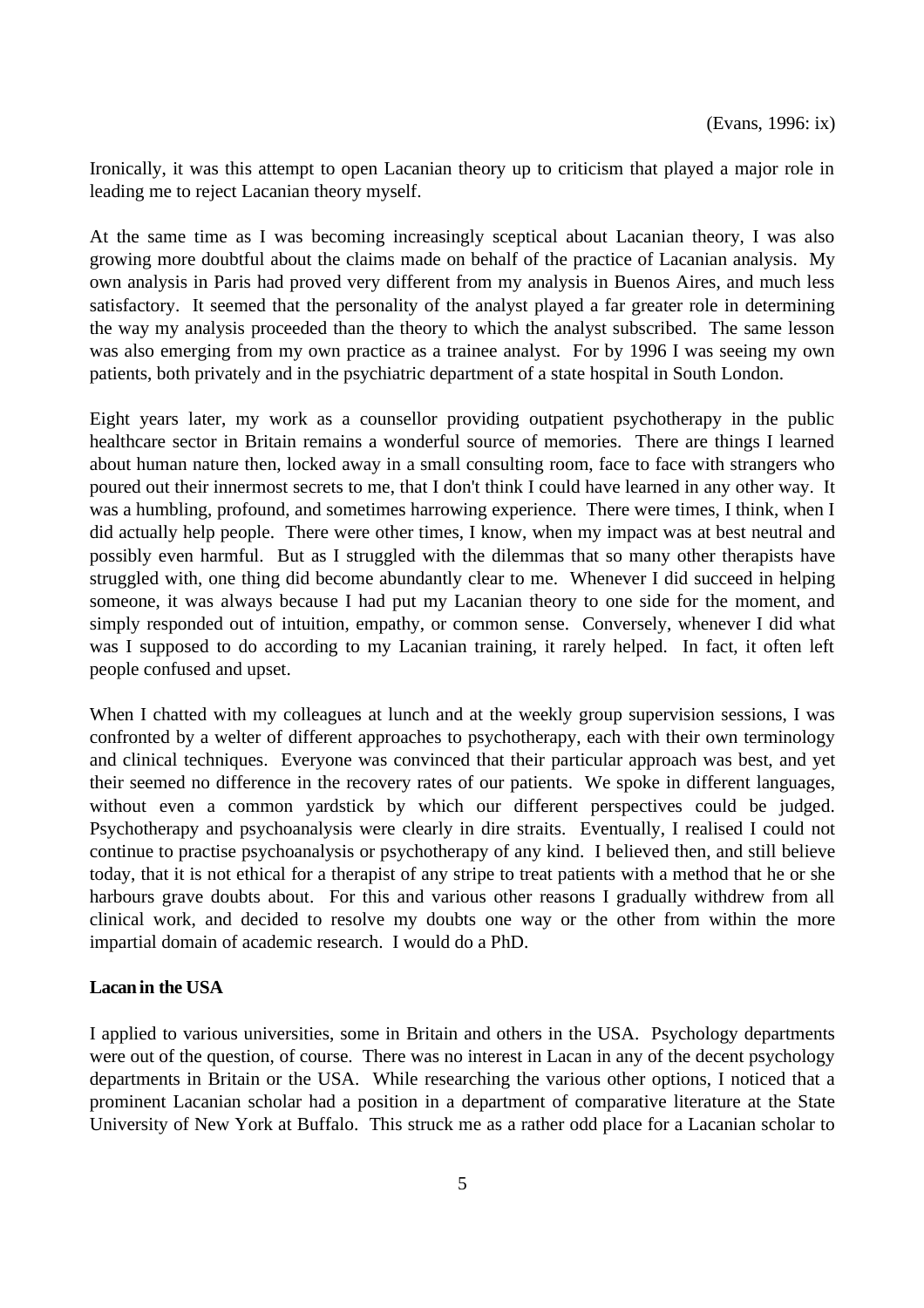(Evans, 1996: ix)

Ironically, it was this attempt to open Lacanian theory up to criticism that played a major role in leading me to reject Lacanian theory myself.

At the same time as I was becoming increasingly sceptical about Lacanian theory, I was also growing more doubtful about the claims made on behalf of the practice of Lacanian analysis. My own analysis in Paris had proved very different from my analysis in Buenos Aires, and much less satisfactory. It seemed that the personality of the analyst played a far greater role in determining the way my analysis proceeded than the theory to which the analyst subscribed. The same lesson was also emerging from my own practice as a trainee analyst. For by 1996 I was seeing my own patients, both privately and in the psychiatric department of a state hospital in South London.

Eight years later, my work as a counsellor providing outpatient psychotherapy in the public healthcare sector in Britain remains a wonderful source of memories. There are things I learned about human nature then, locked away in a small consulting room, face to face with strangers who poured out their innermost secrets to me, that I don't think I could have learned in any other way. It was a humbling, profound, and sometimes harrowing experience. There were times, I think, when I did actually help people. There were other times, I know, when my impact was at best neutral and possibly even harmful. But as I struggled with the dilemmas that so many other therapists have struggled with, one thing did become abundantly clear to me. Whenever I did succeed in helping someone, it was always because I had put my Lacanian theory to one side for the moment, and simply responded out of intuition, empathy, or common sense. Conversely, whenever I did what was I supposed to do according to my Lacanian training, it rarely helped. In fact, it often left people confused and upset.

When I chatted with my colleagues at lunch and at the weekly group supervision sessions, I was confronted by a welter of different approaches to psychotherapy, each with their own terminology and clinical techniques. Everyone was convinced that their particular approach was best, and yet their seemed no difference in the recovery rates of our patients. We spoke in different languages, without even a common yardstick by which our different perspectives could be judged. Psychotherapy and psychoanalysis were clearly in dire straits. Eventually, I realised I could not continue to practise psychoanalysis or psychotherapy of any kind. I believed then, and still believe today, that it is not ethical for a therapist of any stripe to treat patients with a method that he or she harbours grave doubts about. For this and various other reasons I gradually withdrew from all clinical work, and decided to resolve my doubts one way or the other from within the more impartial domain of academic research. I would do a PhD.

**Lacan in the USA**

I applied to various universities, some in Britain and others in the USA. Psychology departments were out of the question, of course. There was no interest in Lacan in any of the decent psychology departments in Britain or the USA. While researching the various other options, I noticed that a prominent Lacanian scholar had a position in a department of comparative literature at the State University of New York at Buffalo. This struck me as a rather odd place for a Lacanian scholar to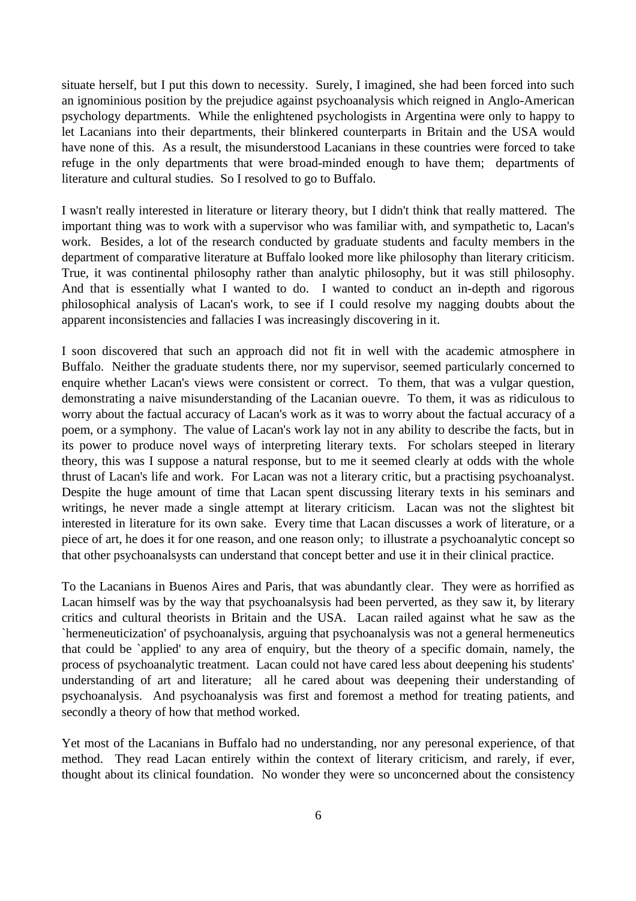situate herself, but I put this down to necessity. Surely, I imagined, she had been forced into such an ignominious position by the prejudice against psychoanalysis which reigned in Anglo-American psychology departments. While the enlightened psychologists in Argentina were only to happy to let Lacanians into their departments, their blinkered counterparts in Britain and the USA would have none of this. As a result, the misunderstood Lacanians in these countries were forced to take refuge in the only departments that were broad-minded enough to have them; departments of literature and cultural studies. So I resolved to go to Buffalo.

I wasn't really interested in literature or literary theory, but I didn't think that really mattered. The important thing was to work with a supervisor who was familiar with, and sympathetic to, Lacan's work. Besides, a lot of the research conducted by graduate students and faculty members in the department of comparative literature at Buffalo looked more like philosophy than literary criticism. True, it was continental philosophy rather than analytic philosophy, but it was still philosophy. And that is essentially what I wanted to do. I wanted to conduct an in-depth and rigorous philosophical analysis of Lacan's work, to see if I could resolve my nagging doubts about the apparent inconsistencies and fallacies I was increasingly discovering in it.

I soon discovered that such an approach did not fit in well with the academic atmosphere in Buffalo. Neither the graduate students there, nor my supervisor, seemed particularly concerned to enquire whether Lacan's views were consistent or correct. To them, that was a vulgar question, demonstrating a naive misunderstanding of the Lacanian ouevre. To them, it was as ridiculous to worry about the factual accuracy of Lacan's work as it was to worry about the factual accuracy of a poem, or a symphony. The value of Lacan's work lay not in any ability to describe the facts, but in its power to produce novel ways of interpreting literary texts. For scholars steeped in literary theory, this was I suppose a natural response, but to me it seemed clearly at odds with the whole thrust of Lacan's life and work. For Lacan was not a literary critic, but a practising psychoanalyst. Despite the huge amount of time that Lacan spent discussing literary texts in his seminars and writings, he never made a single attempt at literary criticism. Lacan was not the slightest bit interested in literature for its own sake. Every time that Lacan discusses a work of literature, or a piece of art, he does it for one reason, and one reason only; to illustrate a psychoanalytic concept so that other psychoanalsysts can understand that concept better and use it in their clinical practice.

To the Lacanians in Buenos Aires and Paris, that was abundantly clear. They were as horrified as Lacan himself was by the way that psychoanalsysis had been perverted, as they saw it, by literary critics and cultural theorists in Britain and the USA. Lacan railed against what he saw as the `hermeneuticization' of psychoanalysis, arguing that psychoanalysis was not a general hermeneutics that could be `applied' to any area of enquiry, but the theory of a specific domain, namely, the process of psychoanalytic treatment. Lacan could not have cared less about deepening his students' understanding of art and literature; all he cared about was deepening their understanding of psychoanalysis. And psychoanalysis was first and foremost a method for treating patients, and secondly a theory of how that method worked.

Yet most of the Lacanians in Buffalo had no understanding, nor any peresonal experience, of that method. They read Lacan entirely within the context of literary criticism, and rarely, if ever, thought about its clinical foundation. No wonder they were so unconcerned about the consistency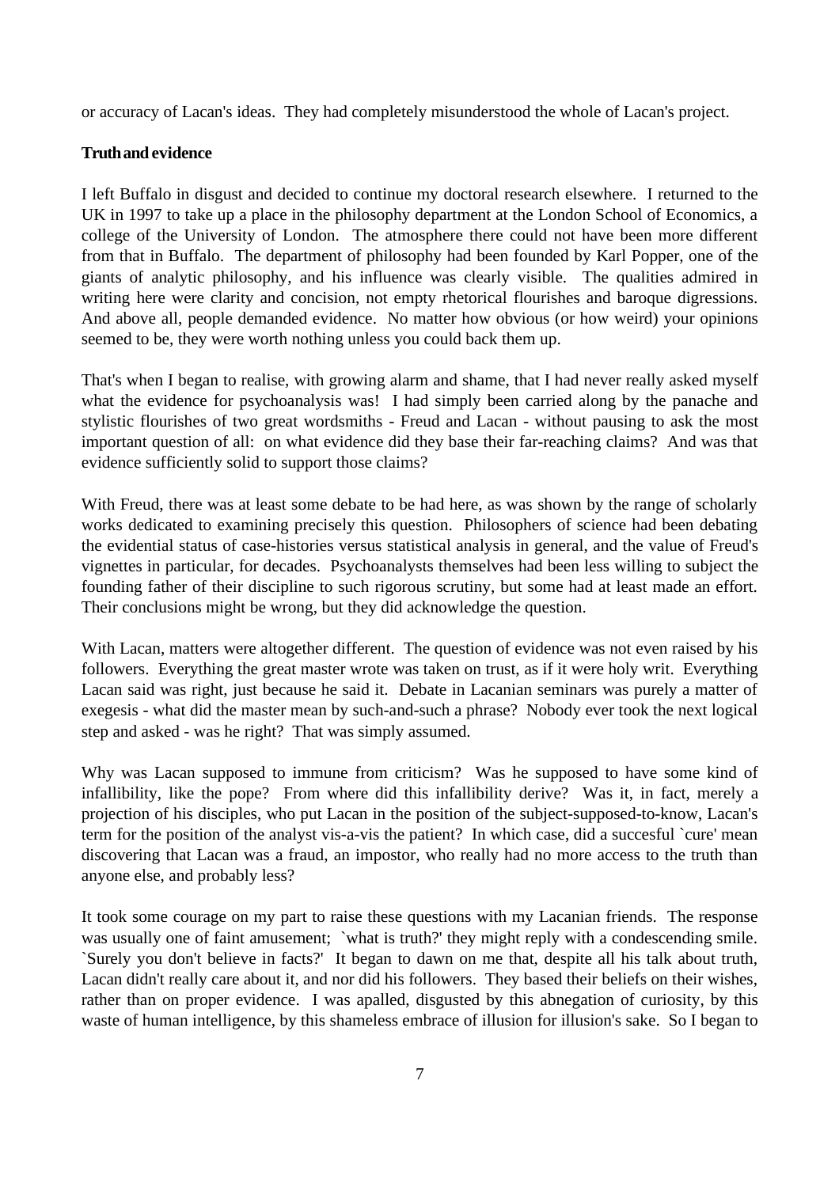or accuracy of Lacan's ideas. They had completely misunderstood the whole of Lacan's project.

**Truth and evidence**

I left Buffalo in disgust and decided to continue my doctoral research elsewhere. I returned to the UK in 1997 to take up a place in the philosophy department at the London School of Economics, a college of the University of London. The atmosphere there could not have been more different from that in Buffalo. The department of philosophy had been founded by Karl Popper, one of the giants of analytic philosophy, and his influence was clearly visible. The qualities admired in writing here were clarity and concision, not empty rhetorical flourishes and baroque digressions. And above all, people demanded evidence. No matter how obvious (or how weird) your opinions seemed to be, they were worth nothing unless you could back them up.

That's when I began to realise, with growing alarm and shame, that I had never really asked myself what the evidence for psychoanalysis was! I had simply been carried along by the panache and stylistic flourishes of two great wordsmiths - Freud and Lacan - without pausing to ask the most important question of all: on what evidence did they base their far-reaching claims? And was that evidence sufficiently solid to support those claims?

With Freud, there was at least some debate to be had here, as was shown by the range of scholarly works dedicated to examining precisely this question. Philosophers of science had been debating the evidential status of case-histories versus statistical analysis in general, and the value of Freud's vignettes in particular, for decades. Psychoanalysts themselves had been less willing to subject the founding father of their discipline to such rigorous scrutiny, but some had at least made an effort. Their conclusions might be wrong, but they did acknowledge the question.

With Lacan, matters were altogether different. The question of evidence was not even raised by his followers. Everything the great master wrote was taken on trust, as if it were holy writ. Everything Lacan said was right, just because he said it. Debate in Lacanian seminars was purely a matter of exegesis - what did the master mean by such-and-such a phrase? Nobody ever took the next logical step and asked - was he right? That was simply assumed.

Why was Lacan supposed to immune from criticism? Was he supposed to have some kind of infallibility, like the pope? From where did this infallibility derive? Was it, in fact, merely a projection of his disciples, who put Lacan in the position of the subject-supposed-to-know, Lacan's term for the position of the analyst vis-a-vis the patient? In which case, did a succesful `cure' mean discovering that Lacan was a fraud, an impostor, who really had no more access to the truth than anyone else, and probably less?

It took some courage on my part to raise these questions with my Lacanian friends. The response was usually one of faint amusement; `what is truth?' they might reply with a condescending smile. `Surely you don't believe in facts?' It began to dawn on me that, despite all his talk about truth, Lacan didn't really care about it, and nor did his followers. They based their beliefs on their wishes, rather than on proper evidence. I was apalled, disgusted by this abnegation of curiosity, by this waste of human intelligence, by this shameless embrace of illusion for illusion's sake. So I began to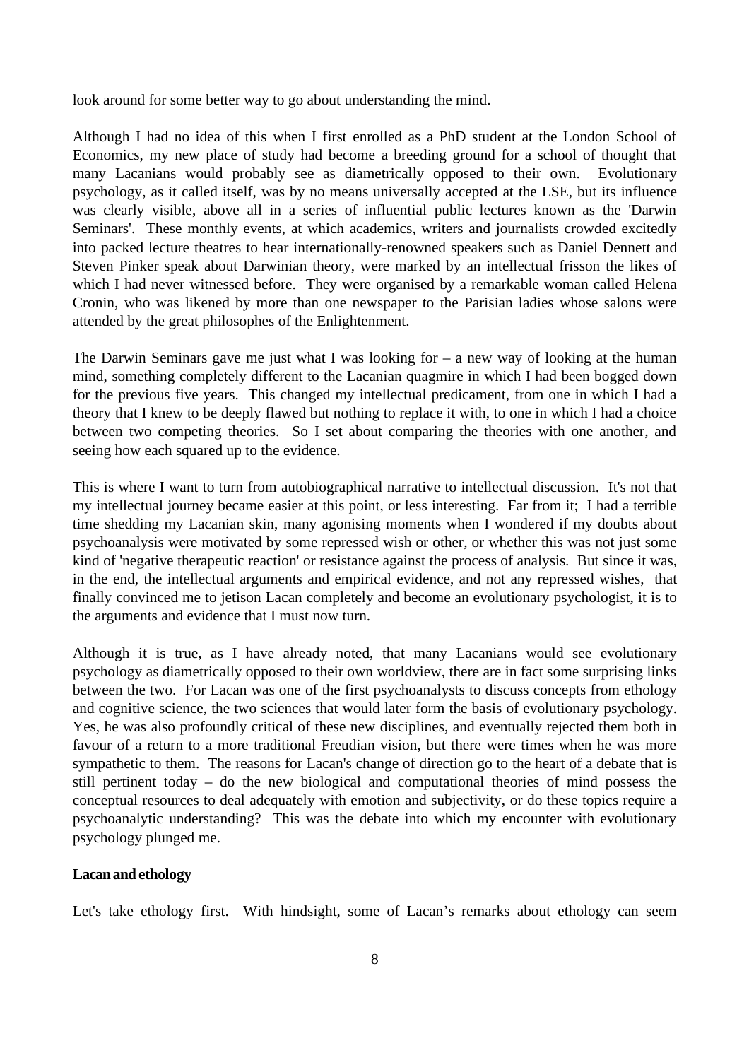look around for some better way to go about understanding the mind.

Although I had no idea of this when I first enrolled as a PhD student at the London School of Economics, my new place of study had become a breeding ground for a school of thought that many Lacanians would probably see as diametrically opposed to their own. Evolutionary psychology, as it called itself, was by no means universally accepted at the LSE, but its influence was clearly visible, above all in a series of influential public lectures known as the 'Darwin Seminars'. These monthly events, at which academics, writers and journalists crowded excitedly into packed lecture theatres to hear internationally-renowned speakers such as Daniel Dennett and Steven Pinker speak about Darwinian theory, were marked by an intellectual frisson the likes of which I had never witnessed before. They were organised by a remarkable woman called Helena Cronin, who was likened by more than one newspaper to the Parisian ladies whose salons were attended by the great philosophes of the Enlightenment.

The Darwin Seminars gave me just what I was looking for – a new way of looking at the human mind, something completely different to the Lacanian quagmire in which I had been bogged down for the previous five years. This changed my intellectual predicament, from one in which I had a theory that I knew to be deeply flawed but nothing to replace it with, to one in which I had a choice between two competing theories. So I set about comparing the theories with one another, and seeing how each squared up to the evidence.

This is where I want to turn from autobiographical narrative to intellectual discussion. It's not that my intellectual journey became easier at this point, or less interesting. Far from it; I had a terrible time shedding my Lacanian skin, many agonising moments when I wondered if my doubts about psychoanalysis were motivated by some repressed wish or other, or whether this was not just some kind of 'negative therapeutic reaction' or resistance against the process of analysis. But since it was, in the end, the intellectual arguments and empirical evidence, and not any repressed wishes, that finally convinced me to jetison Lacan completely and become an evolutionary psychologist, it is to the arguments and evidence that I must now turn.

Although it is true, as I have already noted, that many Lacanians would see evolutionary psychology as diametrically opposed to their own worldview, there are in fact some surprising links between the two. For Lacan was one of the first psychoanalysts to discuss concepts from ethology and cognitive science, the two sciences that would later form the basis of evolutionary psychology. Yes, he was also profoundly critical of these new disciplines, and eventually rejected them both in favour of a return to a more traditional Freudian vision, but there were times when he was more sympathetic to them. The reasons for Lacan's change of direction go to the heart of a debate that is still pertinent today – do the new biological and computational theories of mind possess the conceptual resources to deal adequately with emotion and subjectivity, or do these topics require a psychoanalytic understanding? This was the debate into which my encounter with evolutionary psychology plunged me.

**Lacan and ethology**

Let's take ethology first. With hindsight, some of Lacan's remarks about ethology can seem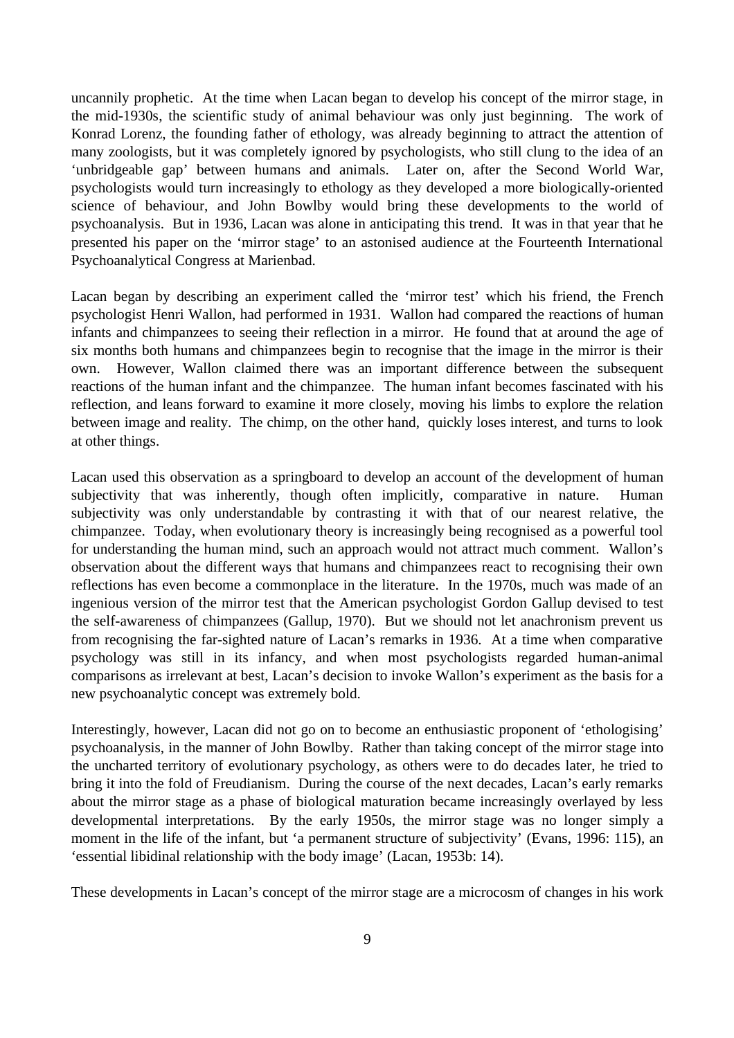uncannily prophetic. At the time when Lacan began to develop his concept of the mirror stage, in the mid-1930s, the scientific study of animal behaviour was only just beginning. The work of Konrad Lorenz, the founding father of ethology, was already beginning to attract the attention of many zoologists, but it was completely ignored by psychologists, who still clung to the idea of an 'unbridgeable gap' between humans and animals. Later on, after the Second World War, psychologists would turn increasingly to ethology as they developed a more biologically-oriented science of behaviour, and John Bowlby would bring these developments to the world of psychoanalysis. But in 1936, Lacan was alone in anticipating this trend. It was in that year that he presented his paper on the 'mirror stage' to an astonised audience at the Fourteenth International Psychoanalytical Congress at Marienbad.

Lacan began by describing an experiment called the 'mirror test' which his friend, the French psychologist Henri Wallon, had performed in 1931. Wallon had compared the reactions of human infants and chimpanzees to seeing their reflection in a mirror. He found that at around the age of six months both humans and chimpanzees begin to recognise that the image in the mirror is their own. However, Wallon claimed there was an important difference between the subsequent reactions of the human infant and the chimpanzee. The human infant becomes fascinated with his reflection, and leans forward to examine it more closely, moving his limbs to explore the relation between image and reality. The chimp, on the other hand, quickly loses interest, and turns to look at other things.

Lacan used this observation as a springboard to develop an account of the development of human subjectivity that was inherently, though often implicitly, comparative in nature. Human subjectivity was only understandable by contrasting it with that of our nearest relative, the chimpanzee. Today, when evolutionary theory is increasingly being recognised as a powerful tool for understanding the human mind, such an approach would not attract much comment. Wallon's observation about the different ways that humans and chimpanzees react to recognising their own reflections has even become a commonplace in the literature. In the 1970s, much was made of an ingenious version of the mirror test that the American psychologist Gordon Gallup devised to test the self-awareness of chimpanzees (Gallup, 1970). But we should not let anachronism prevent us from recognising the far-sighted nature of Lacan's remarks in 1936. At a time when comparative psychology was still in its infancy, and when most psychologists regarded human-animal comparisons as irrelevant at best, Lacan's decision to invoke Wallon's experiment as the basis for a new psychoanalytic concept was extremely bold.

Interestingly, however, Lacan did not go on to become an enthusiastic proponent of 'ethologising' psychoanalysis, in the manner of John Bowlby. Rather than taking concept of the mirror stage into the uncharted territory of evolutionary psychology, as others were to do decades later, he tried to bring it into the fold of Freudianism. During the course of the next decades, Lacan's early remarks about the mirror stage as a phase of biological maturation became increasingly overlayed by less developmental interpretations. By the early 1950s, the mirror stage was no longer simply a moment in the life of the infant, but 'a permanent structure of subjectivity' (Evans, 1996: 115), an 'essential libidinal relationship with the body image' (Lacan, 1953b: 14).

These developments in Lacan's concept of the mirror stage are a microcosm of changes in his work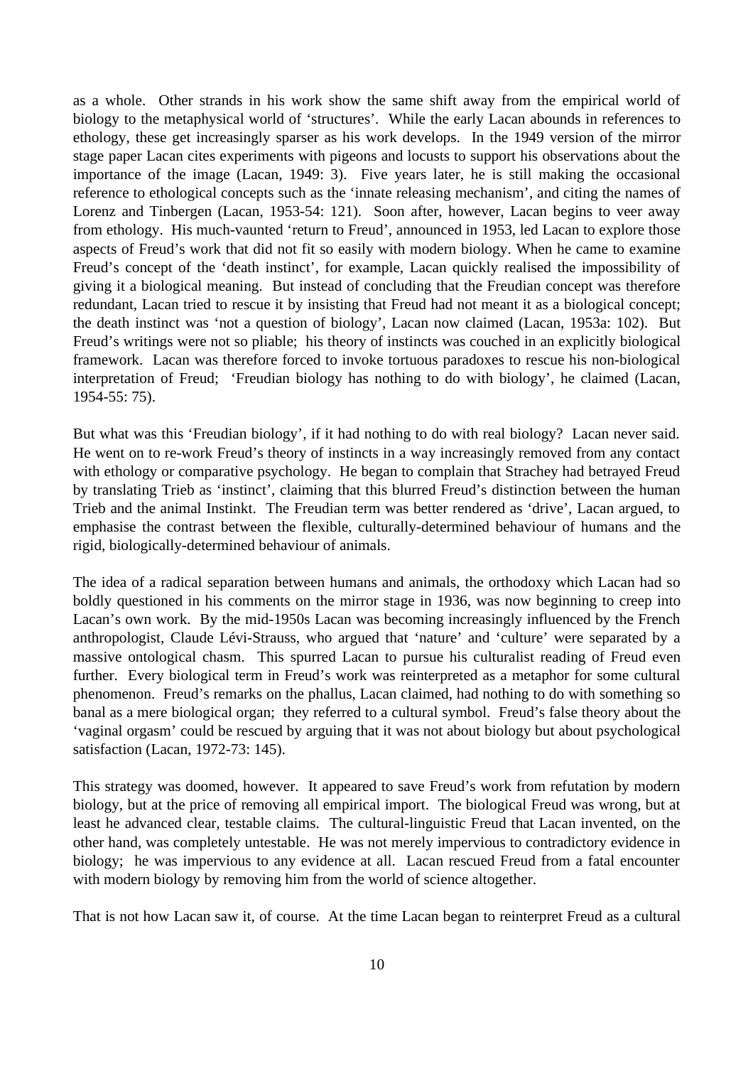as a whole. Other strands in his work show the same shift away from the empirical world of biology to the metaphysical world of 'structures'. While the early Lacan abounds in references to ethology, these get increasingly sparser as his work develops. In the 1949 version of the mirror stage paper Lacan cites experiments with pigeons and locusts to support his observations about the importance of the image (Lacan, 1949: 3). Five years later, he is still making the occasional reference to ethological concepts such as the 'innate releasing mechanism', and citing the names of Lorenz and Tinbergen (Lacan, 1953-54: 121). Soon after, however, Lacan begins to veer away from ethology. His much-vaunted 'return to Freud', announced in 1953, led Lacan to explore those aspects of Freud's work that did not fit so easily with modern biology. When he came to examine Freud's concept of the 'death instinct', for example, Lacan quickly realised the impossibility of giving it a biological meaning. But instead of concluding that the Freudian concept was therefore redundant, Lacan tried to rescue it by insisting that Freud had not meant it as a biological concept; the death instinct was 'not a question of biology', Lacan now claimed (Lacan, 1953a: 102). But Freud's writings were not so pliable; his theory of instincts was couched in an explicitly biological framework. Lacan was therefore forced to invoke tortuous paradoxes to rescue his non-biological interpretation of Freud; 'Freudian biology has nothing to do with biology', he claimed (Lacan, 1954-55: 75).

But what was this 'Freudian biology', if it had nothing to do with real biology? Lacan never said. He went on to re-work Freud's theory of instincts in a way increasingly removed from any contact with ethology or comparative psychology. He began to complain that Strachey had betrayed Freud by translating Trieb as 'instinct', claiming that this blurred Freud's distinction between the human Trieb and the animal Instinkt. The Freudian term was better rendered as 'drive', Lacan argued, to emphasise the contrast between the flexible, culturally-determined behaviour of humans and the rigid, biologically-determined behaviour of animals.

The idea of a radical separation between humans and animals, the orthodoxy which Lacan had so boldly questioned in his comments on the mirror stage in 1936, was now beginning to creep into Lacan's own work. By the mid-1950s Lacan was becoming increasingly influenced by the French anthropologist, Claude Lévi-Strauss, who argued that 'nature' and 'culture' were separated by a massive ontological chasm. This spurred Lacan to pursue his culturalist reading of Freud even further. Every biological term in Freud's work was reinterpreted as a metaphor for some cultural phenomenon. Freud's remarks on the phallus, Lacan claimed, had nothing to do with something so banal as a mere biological organ; they referred to a cultural symbol. Freud's false theory about the 'vaginal orgasm' could be rescued by arguing that it was not about biology but about psychological satisfaction (Lacan, 1972-73: 145).

This strategy was doomed, however. It appeared to save Freud's work from refutation by modern biology, but at the price of removing all empirical import. The biological Freud was wrong, but at least he advanced clear, testable claims. The cultural-linguistic Freud that Lacan invented, on the other hand, was completely untestable. He was not merely impervious to contradictory evidence in biology; he was impervious to any evidence at all. Lacan rescued Freud from a fatal encounter with modern biology by removing him from the world of science altogether.

That is not how Lacan saw it, of course. At the time Lacan began to reinterpret Freud as a cultural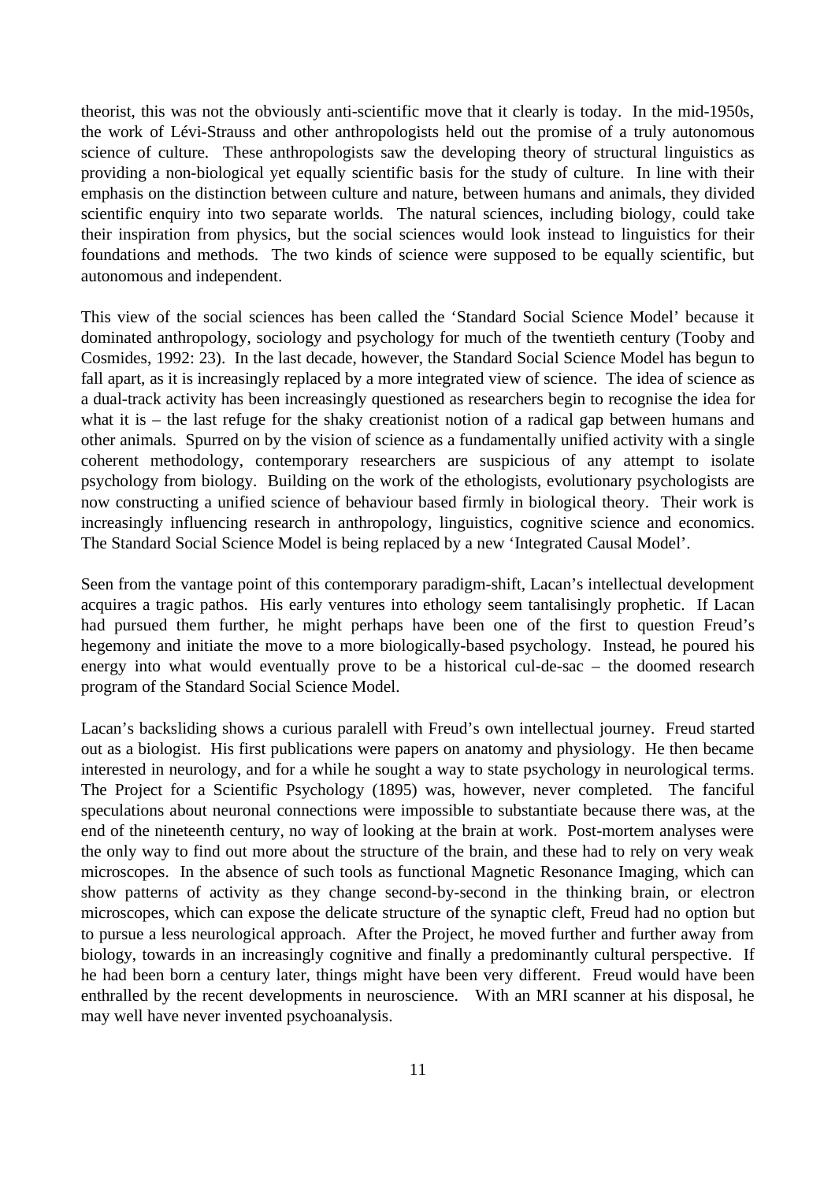theorist, this was not the obviously anti-scientific move that it clearly is today. In the mid-1950s, the work of Lévi-Strauss and other anthropologists held out the promise of a truly autonomous science of culture. These anthropologists saw the developing theory of structural linguistics as providing a non-biological yet equally scientific basis for the study of culture. In line with their emphasis on the distinction between culture and nature, between humans and animals, they divided scientific enquiry into two separate worlds. The natural sciences, including biology, could take their inspiration from physics, but the social sciences would look instead to linguistics for their foundations and methods. The two kinds of science were supposed to be equally scientific, but autonomous and independent.

This view of the social sciences has been called the 'Standard Social Science Model' because it dominated anthropology, sociology and psychology for much of the twentieth century (Tooby and Cosmides, 1992: 23). In the last decade, however, the Standard Social Science Model has begun to fall apart, as it is increasingly replaced by a more integrated view of science. The idea of science as a dual-track activity has been increasingly questioned as researchers begin to recognise the idea for what it is – the last refuge for the shaky creationist notion of a radical gap between humans and other animals. Spurred on by the vision of science as a fundamentally unified activity with a single coherent methodology, contemporary researchers are suspicious of any attempt to isolate psychology from biology. Building on the work of the ethologists, evolutionary psychologists are now constructing a unified science of behaviour based firmly in biological theory. Their work is increasingly influencing research in anthropology, linguistics, cognitive science and economics. The Standard Social Science Model is being replaced by a new 'Integrated Causal Model'.

Seen from the vantage point of this contemporary paradigm-shift, Lacan's intellectual development acquires a tragic pathos. His early ventures into ethology seem tantalisingly prophetic. If Lacan had pursued them further, he might perhaps have been one of the first to question Freud's hegemony and initiate the move to a more biologically-based psychology. Instead, he poured his energy into what would eventually prove to be a historical cul-de-sac – the doomed research program of the Standard Social Science Model.

Lacan's backsliding shows a curious paralell with Freud's own intellectual journey. Freud started out as a biologist. His first publications were papers on anatomy and physiology. He then became interested in neurology, and for a while he sought a way to state psychology in neurological terms. The Project for a Scientific Psychology (1895) was, however, never completed. The fanciful speculations about neuronal connections were impossible to substantiate because there was, at the end of the nineteenth century, no way of looking at the brain at work. Post-mortem analyses were the only way to find out more about the structure of the brain, and these had to rely on very weak microscopes. In the absence of such tools as functional Magnetic Resonance Imaging, which can show patterns of activity as they change second-by-second in the thinking brain, or electron microscopes, which can expose the delicate structure of the synaptic cleft, Freud had no option but to pursue a less neurological approach. After the Project, he moved further and further away from biology, towards in an increasingly cognitive and finally a predominantly cultural perspective. If he had been born a century later, things might have been very different. Freud would have been enthralled by the recent developments in neuroscience. With an MRI scanner at his disposal, he may well have never invented psychoanalysis.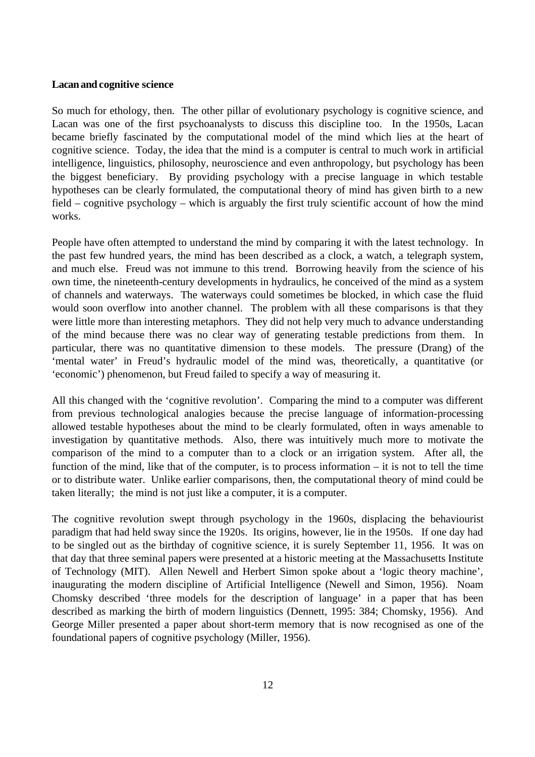**Lacan and cognitive science**

So much for ethology, then. The other pillar of evolutionary psychology is cognitive science, and Lacan was one of the first psychoanalysts to discuss this discipline too. In the 1950s, Lacan became briefly fascinated by the computational model of the mind which lies at the heart of cognitive science. Today, the idea that the mind is a computer is central to much work in artificial intelligence, linguistics, philosophy, neuroscience and even anthropology, but psychology has been the biggest beneficiary. By providing psychology with a precise language in which testable hypotheses can be clearly formulated, the computational theory of mind has given birth to a new field – cognitive psychology – which is arguably the first truly scientific account of how the mind works.

People have often attempted to understand the mind by comparing it with the latest technology. In the past few hundred years, the mind has been described as a clock, a watch, a telegraph system, and much else. Freud was not immune to this trend. Borrowing heavily from the science of his own time, the nineteenth-century developments in hydraulics, he conceived of the mind as a system of channels and waterways. The waterways could sometimes be blocked, in which case the fluid would soon overflow into another channel. The problem with all these comparisons is that they were little more than interesting metaphors. They did not help very much to advance understanding of the mind because there was no clear way of generating testable predictions from them. In particular, there was no quantitative dimension to these models. The pressure (Drang) of the 'mental water' in Freud's hydraulic model of the mind was, theoretically, a quantitative (or 'economic') phenomenon, but Freud failed to specify a way of measuring it.

All this changed with the 'cognitive revolution'. Comparing the mind to a computer was different from previous technological analogies because the precise language of information-processing allowed testable hypotheses about the mind to be clearly formulated, often in ways amenable to investigation by quantitative methods. Also, there was intuitively much more to motivate the comparison of the mind to a computer than to a clock or an irrigation system. After all, the function of the mind, like that of the computer, is to process information – it is not to tell the time or to distribute water. Unlike earlier comparisons, then, the computational theory of mind could be taken literally; the mind is not just like a computer, it is a computer.

The cognitive revolution swept through psychology in the 1960s, displacing the behaviourist paradigm that had held sway since the 1920s. Its origins, however, lie in the 1950s. If one day had to be singled out as the birthday of cognitive science, it is surely September 11, 1956. It was on that day that three seminal papers were presented at a historic meeting at the Massachusetts Institute of Technology (MIT). Allen Newell and Herbert Simon spoke about a 'logic theory machine', inaugurating the modern discipline of Artificial Intelligence (Newell and Simon, 1956). Noam Chomsky described 'three models for the description of language' in a paper that has been described as marking the birth of modern linguistics (Dennett, 1995: 384; Chomsky, 1956). And George Miller presented a paper about short-term memory that is now recognised as one of the foundational papers of cognitive psychology (Miller, 1956).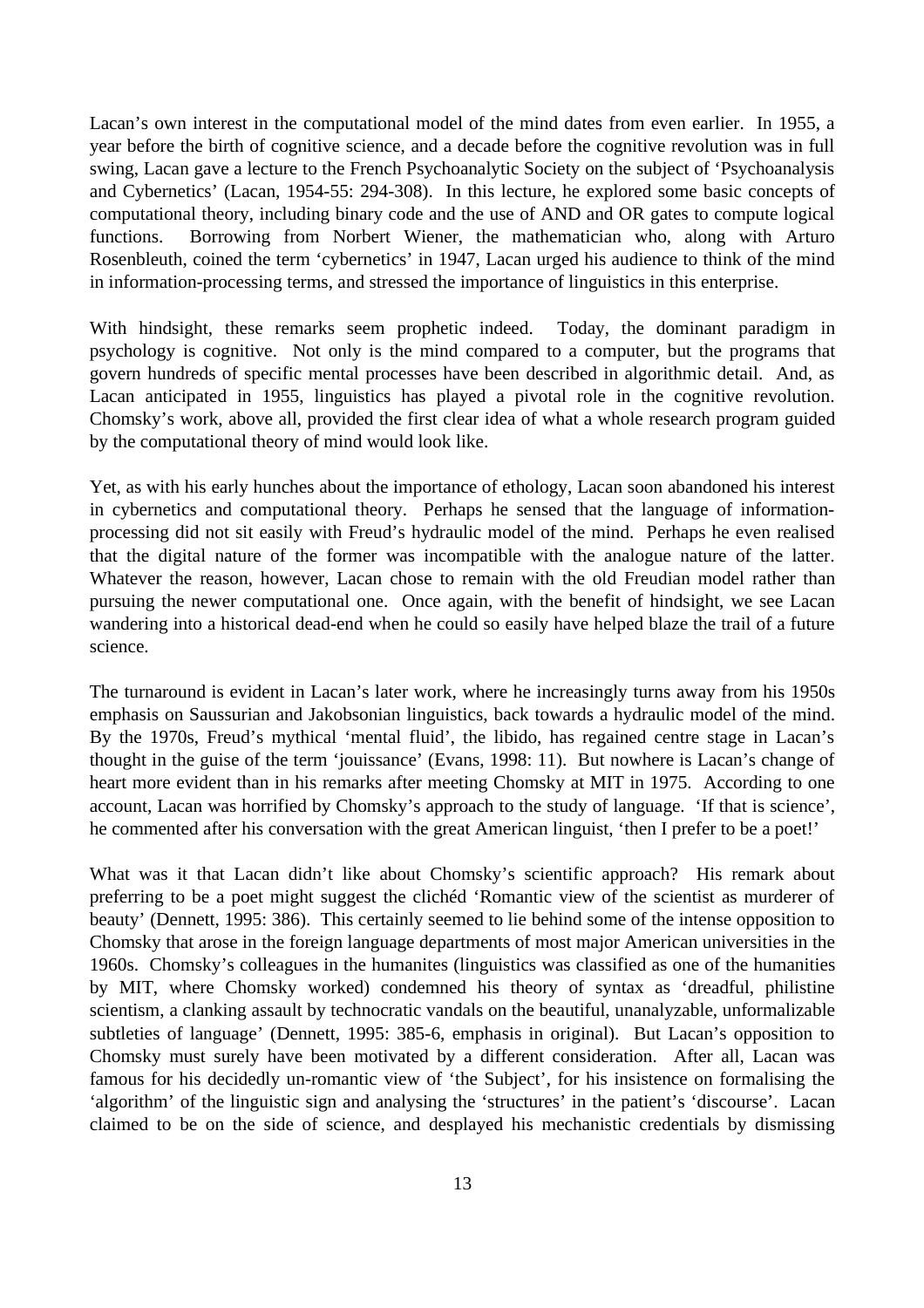Lacan's own interest in the computational model of the mind dates from even earlier. In 1955, a year before the birth of cognitive science, and a decade before the cognitive revolution was in full swing, Lacan gave a lecture to the French Psychoanalytic Society on the subject of 'Psychoanalysis and Cybernetics' (Lacan, 1954-55: 294-308). In this lecture, he explored some basic concepts of computational theory, including binary code and the use of AND and OR gates to compute logical functions. Borrowing from Norbert Wiener, the mathematician who, along with Arturo Rosenbleuth, coined the term 'cybernetics' in 1947, Lacan urged his audience to think of the mind in information-processing terms, and stressed the importance of linguistics in this enterprise.

With hindsight, these remarks seem prophetic indeed. Today, the dominant paradigm in psychology is cognitive. Not only is the mind compared to a computer, but the programs that govern hundreds of specific mental processes have been described in algorithmic detail. And, as Lacan anticipated in 1955, linguistics has played a pivotal role in the cognitive revolution. Chomsky's work, above all, provided the first clear idea of what a whole research program guided by the computational theory of mind would look like.

Yet, as with his early hunches about the importance of ethology, Lacan soon abandoned his interest in cybernetics and computational theory. Perhaps he sensed that the language of information-processing did not sit easily with Freud's hydraulic model of the mind. Perhaps he even realised that the digital nature of the former was incompatible with the analogue nature of the latter. Whatever the reason, however, Lacan chose to remain with the old Freudian model rather than pursuing the newer computational one. Once again, with the benefit of hindsight, we see Lacan wandering into a historical dead-end when he could so easily have helped blaze the trail of a future science.

The turnaround is evident in Lacan's later work, where he increasingly turns away from his 1950s emphasis on Saussurian and Jakobsonian linguistics, back towards a hydraulic model of the mind. By the 1970s, Freud's mythical 'mental fluid', the libido, has regained centre stage in Lacan's thought in the guise of the term 'jouissance' (Evans, 1998: 11). But nowhere is Lacan's change of heart more evident than in his remarks after meeting Chomsky at MIT in 1975. According to one account, Lacan was horrified by Chomsky's approach to the study of language. 'If that is science', he commented after his conversation with the great American linguist, 'then I prefer to be a poet!'

What was it that Lacan didn't like about Chomsky's scientific approach? His remark about preferring to be a poet might suggest the clichéd 'Romantic view of the scientist as murderer of beauty' (Dennett, 1995: 386). This certainly seemed to lie behind some of the intense opposition to Chomsky that arose in the foreign language departments of most major American universities in the 1960s. Chomsky's colleagues in the humanites (linguistics was classified as one of the humanities by MIT, where Chomsky worked) condemned his theory of syntax as 'dreadful, philistine scientism, a clanking assault by technocratic vandals on the beautiful, unanalyzable, unformalizable subtleties of language' (Dennett, 1995: 385-6, emphasis in original). But Lacan's opposition to Chomsky must surely have been motivated by a different consideration. After all, Lacan was famous for his decidedly un-romantic view of 'the Subject', for his insistence on formalising the 'algorithm' of the linguistic sign and analysing the 'structures' in the patient's 'discourse'. Lacan claimed to be on the side of science, and desplayed his mechanistic credentials by dismissing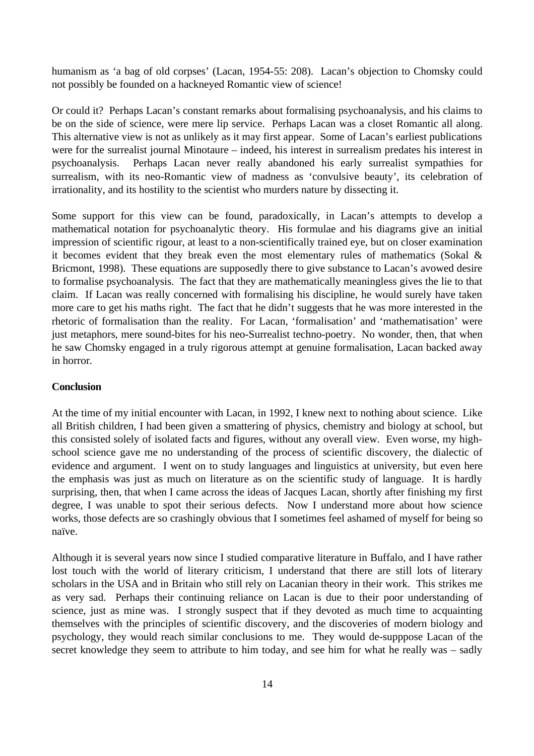humanism as 'a bag of old corpses' (Lacan, 1954-55: 208). Lacan's objection to Chomsky could not possibly be founded on a hackneyed Romantic view of science!

Or could it? Perhaps Lacan's constant remarks about formalising psychoanalysis, and his claims to be on the side of science, were mere lip service. Perhaps Lacan was a closet Romantic all along. This alternative view is not as unlikely as it may first appear. Some of Lacan's earliest publications were for the surrealist journal Minotaure – indeed, his interest in surrealism predates his interest in psychoanalysis. Perhaps Lacan never really abandoned his early surrealist sympathies for surrealism, with its neo-Romantic view of madness as 'convulsive beauty', its celebration of irrationality, and its hostility to the scientist who murders nature by dissecting it.

Some support for this view can be found, paradoxically, in Lacan's attempts to develop a mathematical notation for psychoanalytic theory. His formulae and his diagrams give an initial impression of scientific rigour, at least to a non-scientifically trained eye, but on closer examination it becomes evident that they break even the most elementary rules of mathematics (Sokal & Bricmont, 1998). These equations are supposedly there to give substance to Lacan's avowed desire to formalise psychoanalysis. The fact that they are mathematically meaningless gives the lie to that claim. If Lacan was really concerned with formalising his discipline, he would surely have taken more care to get his maths right. The fact that he didn't suggests that he was more interested in the rhetoric of formalisation than the reality. For Lacan, 'formalisation' and 'mathematisation' were just metaphors, mere sound-bites for his neo-Surrealist techno-poetry. No wonder, then, that when he saw Chomsky engaged in a truly rigorous attempt at genuine formalisation, Lacan backed away in horror.

**Conclusion**

At the time of my initial encounter with Lacan, in 1992, I knew next to nothing about science. Like all British children, I had been given a smattering of physics, chemistry and biology at school, but this consisted solely of isolated facts and figures, without any overall view. Even worse, my high-school science gave me no understanding of the process of scientific discovery, the dialectic of evidence and argument. I went on to study languages and linguistics at university, but even here the emphasis was just as much on literature as on the scientific study of language. It is hardly surprising, then, that when I came across the ideas of Jacques Lacan, shortly after finishing my first degree, I was unable to spot their serious defects. Now I understand more about how science works, those defects are so crashingly obvious that I sometimes feel ashamed of myself for being so naïve.

Although it is several years now since I studied comparative literature in Buffalo, and I have rather lost touch with the world of literary criticism, I understand that there are still lots of literary scholars in the USA and in Britain who still rely on Lacanian theory in their work. This strikes me as very sad. Perhaps their continuing reliance on Lacan is due to their poor understanding of science, just as mine was. I strongly suspect that if they devoted as much time to acquainting themselves with the principles of scientific discovery, and the discoveries of modern biology and psychology, they would reach similar conclusions to me. They would de-supppose Lacan of the secret knowledge they seem to attribute to him today, and see him for what he really was – sadly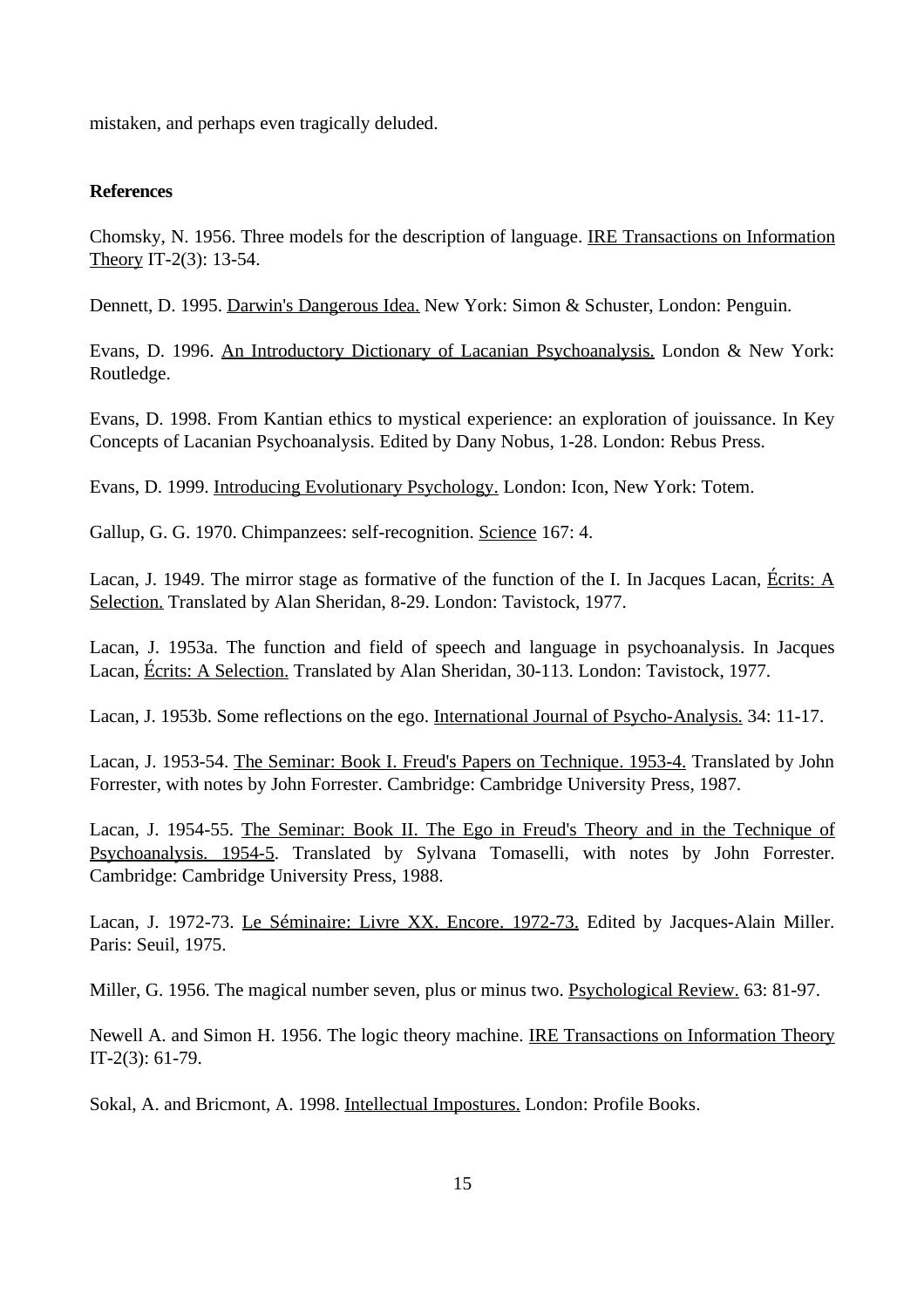mistaken, and perhaps even tragically deluded.

**References**

Chomsky, N. 1956. Three models for the description of language. IRE Transactions on Information Theory IT-2(3): 13-54.

Dennett, D. 1995. Darwin's Dangerous Idea. New York: Simon & Schuster, London: Penguin.

Evans, D. 1996. An Introductory Dictionary of Lacanian Psychoanalysis. London & New York: Routledge.

Evans, D. 1998. From Kantian ethics to mystical experience: an exploration of jouissance. In Key Concepts of Lacanian Psychoanalysis. Edited by Dany Nobus, 1-28. London: Rebus Press.

Evans, D. 1999. Introducing Evolutionary Psychology. London: Icon, New York: Totem.

Gallup, G. G. 1970. Chimpanzees: self-recognition. Science 167: 4.

Lacan, J. 1949. The mirror stage as formative of the function of the I. In Jacques Lacan, Écrits: A Selection. Translated by Alan Sheridan, 8-29. London: Tavistock, 1977.

Lacan, J. 1953a. The function and field of speech and language in psychoanalysis. In Jacques Lacan, Écrits: A Selection. Translated by Alan Sheridan, 30-113. London: Tavistock, 1977.

Lacan, J. 1953b. Some reflections on the ego. International Journal of Psycho-Analysis. 34: 11-17.

Lacan, J. 1953-54. The Seminar: Book I. Freud's Papers on Technique. 1953-4. Translated by John Forrester, with notes by John Forrester. Cambridge: Cambridge University Press, 1987.

Lacan, J. 1954-55. The Seminar: Book II. The Ego in Freud's Theory and in the Technique of Psychoanalysis. 1954-5. Translated by Sylvana Tomaselli, with notes by John Forrester. Cambridge: Cambridge University Press, 1988.

Lacan, J. 1972-73. Le Séminaire: Livre XX. Encore. 1972-73. Edited by Jacques-Alain Miller. Paris: Seuil, 1975.

Miller, G. 1956. The magical number seven, plus or minus two. Psychological Review. 63: 81-97.

Newell A. and Simon H. 1956. The logic theory machine. IRE Transactions on Information Theory IT-2(3): 61-79.

Sokal, A. and Bricmont, A. 1998. Intellectual Impostures. London: Profile Books.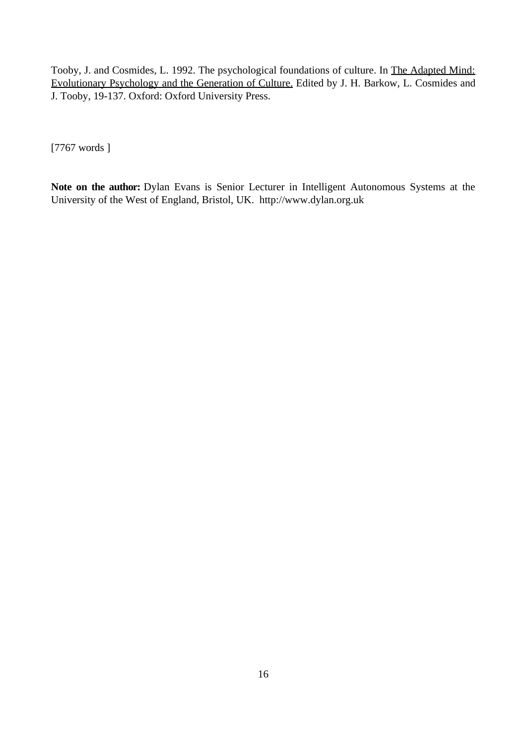Tooby, J. and Cosmides, L. 1992. The psychological foundations of culture. In The Adapted Mind: Evolutionary Psychology and the Generation of Culture. Edited by J. H. Barkow, L. Cosmides and J. Tooby, 19-137. Oxford: Oxford University Press.

[7767 words ]

**Note on the author:** Dylan Evans is Senior Lecturer in Intelligent Autonomous Systems at the University of the West of England, Bristol, UK. http://www.dylan.org.uk